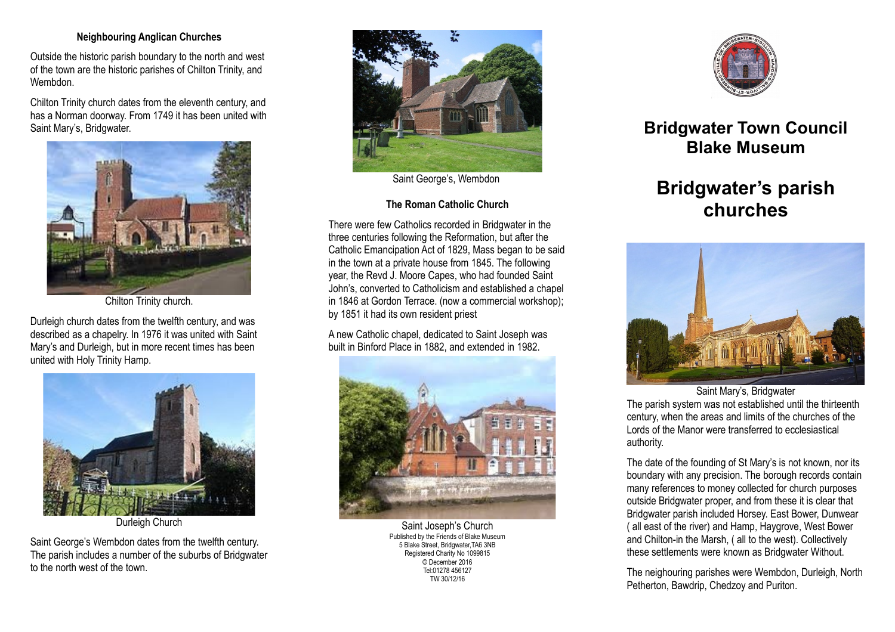### Neighbouring Anglican Churches

Outside the historic parish boundary to the north and west of the town are the historic parishes of Chilton Trinity, and Wembdon.

Chilton Trinity church dates from the eleventh century, and has a Norman doorway. From 1749 it has been united with Saint Mary's, Bridgwater.

Chilton Trinity church.

Durleigh church dates from the twelfth century, and was described as a chapelry. In 1976 it was united with Saint Mary's and Durleigh, but in more recent times has been united with Holy Trinity Hamp.

Durleigh Church

Saint George's Wembdon dates from the twelfth century. The parish includes a number of the suburbs of Bridgwater to the north west of the town.

Saint George's, Wembdon

### The Roman Catholic Church

There were few Catholics recorded in Bridgwater in the three centuries following the Reformation, but after the Catholic Emancipation Act of 1829, Mass began to be said in the town at a private house from 1845. The following year, the Revd J. Moore Capes, who had founded Saint John's, converted to Catholicism and established a chapel in 1846 at Gordon Terrace. (now a commercial workshop); by 1851 it had its own resident priest

A new Catholic chapel, dedicated to Saint Joseph was built in Binford Place in 1882, and extended in 1982.

Saint Joseph's Church

Published by the Friends of Blake Museum
5 Blake Street, Bridgwater,TA6 3NB
Registered Charity No 1099815
© December 2016
Tel:01278 456127
TW 30/12/16

# Bridgwater Town Council
# Blake Museum

# Bridgwater's parish churches

Saint Mary's, Bridgwater

The parish system was not established until the thirteenth century, when the areas and limits of the churches of the Lords of the Manor were transferred to ecclesiastical authority.

The date of the founding of St Mary's is not known, nor its boundary with any precision. The borough records contain many references to money collected for church purposes outside Bridgwater proper, and from these it is clear that Bridgwater parish included Horsey. East Bower, Dunwear ( all east of the river) and Hamp, Haygrove, West Bower and Chilton-in the Marsh, ( all to the west). Collectively these settlements were known as Bridgwater Without.

The neighouring parishes were Wembdon, Durleigh, North Petherton, Bawdrip, Chedzoy and Puriton.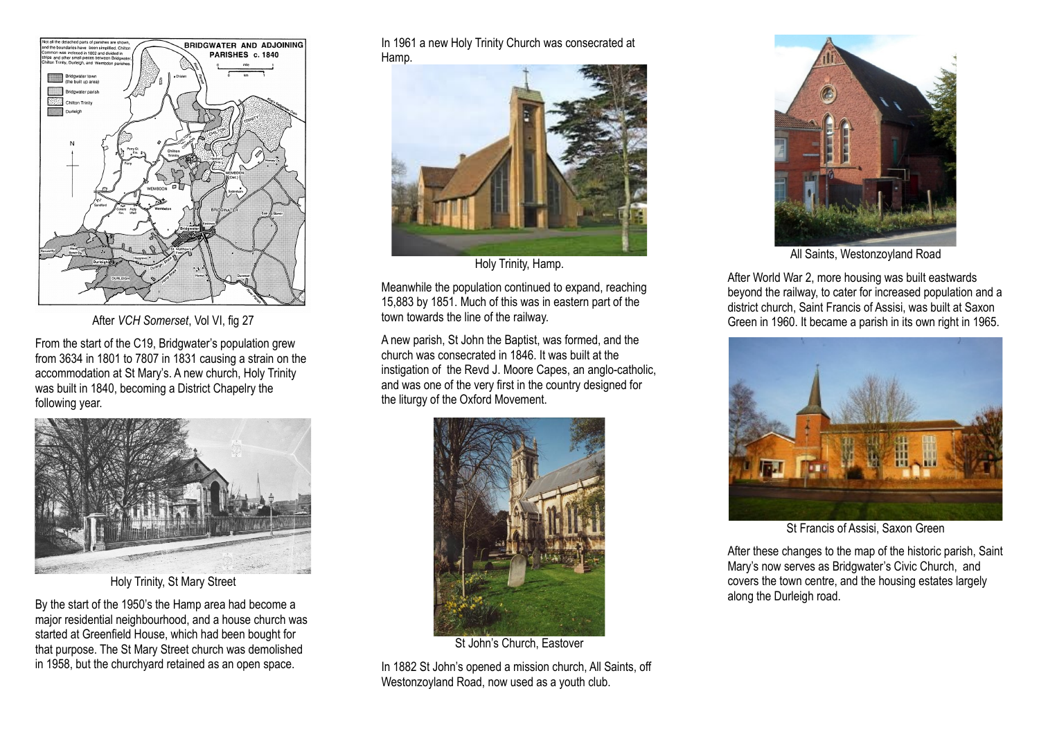After *VCH Somerset*, Vol VI, fig 27

From the start of the C19, Bridgwater's population grew from 3634 in 1801 to 7807 in 1831 causing a strain on the accommodation at St Mary's. A new church, Holy Trinity was built in 1840, becoming a District Chapelry the following year.

Holy Trinity, St Mary Street

By the start of the 1950's the Hamp area had become a major residential neighbourhood, and a house church was started at Greenfield House, which had been bought for that purpose. The St Mary Street church was demolished in 1958, but the churchyard retained as an open space.

In 1961 a new Holy Trinity Church was consecrated at Hamp.

Holy Trinity, Hamp.

Meanwhile the population continued to expand, reaching 15,883 by 1851. Much of this was in eastern part of the town towards the line of the railway.

A new parish, St John the Baptist, was formed, and the church was consecrated in 1846. It was built at the instigation of the Revd J. Moore Capes, an anglo-catholic, and was one of the very first in the country designed for the liturgy of the Oxford Movement.

St John's Church, Eastover

In 1882 St John's opened a mission church, All Saints, off Westonzoyland Road, now used as a youth club.

All Saints, Westonzoyland Road

After World War 2, more housing was built eastwards beyond the railway, to cater for increased population and a district church, Saint Francis of Assisi, was built at Saxon Green in 1960. It became a parish in its own right in 1965.

St Francis of Assisi, Saxon Green

After these changes to the map of the historic parish, Saint Mary's now serves as Bridgwater's Civic Church, and covers the town centre, and the housing estates largely along the Durleigh road.